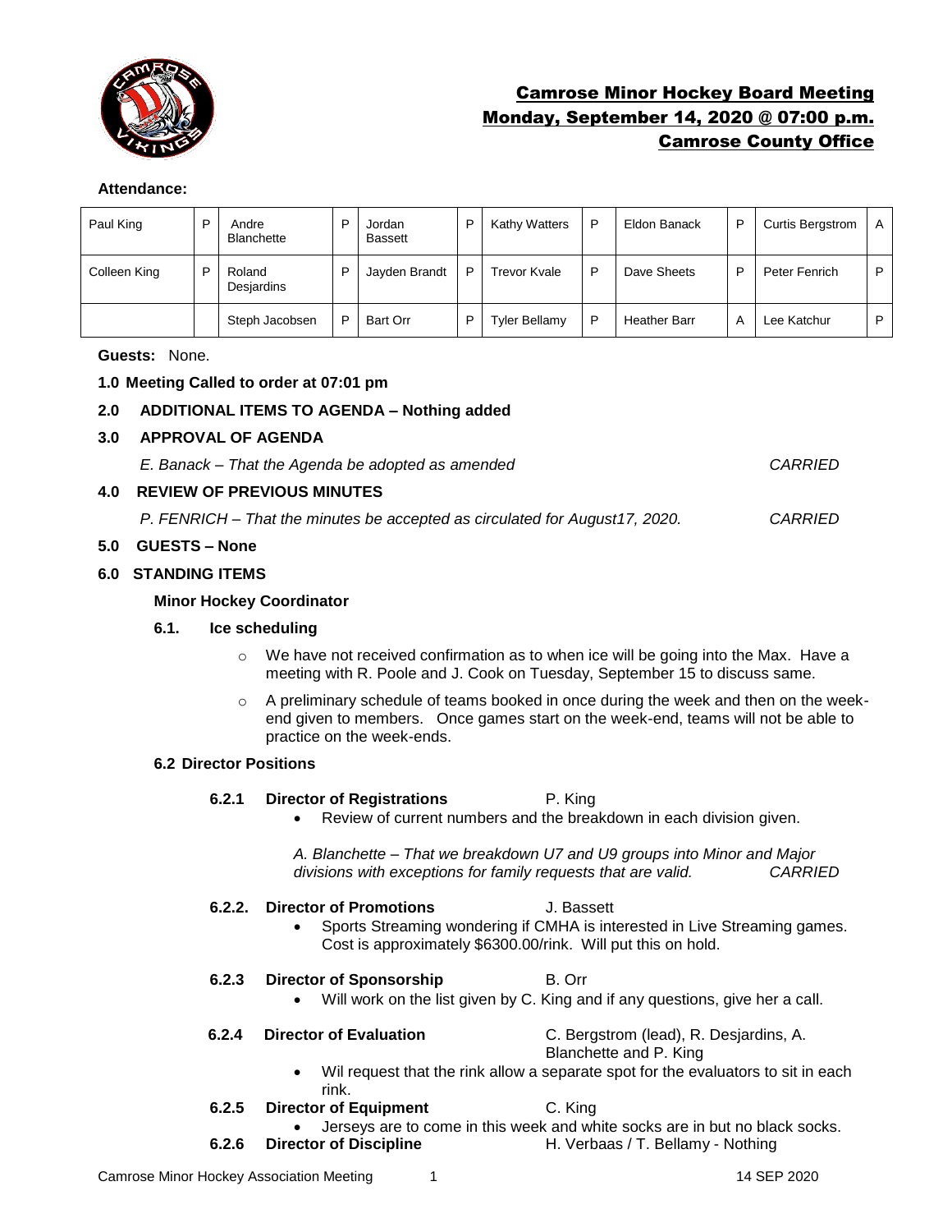# Camrose Minor Hockey Board Meeting
## Monday, September 14, 2020 @ 07:00 p.m.
## Camrose County Office

**Attendance:**

| Paul King | P | Andre Blanchette | P | Jordan Bassett | P | Kathy Watters | P | Eldon Banack | P | Curtis Bergstrom | A |
|---|---|---|---|---|---|---|---|---|---|---|---|
| Colleen King | P | Roland Desjardins | P | Jayden Brandt | P | Trevor Kvale | P | Dave Sheets | P | Peter Fenrich | P |
| | | Steph Jacobsen | P | Bart Orr | P | Tyler Bellamy | P | Heather Barr | A | Lee Katchur | P |

**Guests:** None.

**1.0 Meeting Called to order at 07:01 pm**

**2.0 ADDITIONAL ITEMS TO AGENDA – Nothing added**

**3.0 APPROVAL OF AGENDA**

*E. Banack – That the Agenda be adopted as amended* *CARRIED*

**4.0 REVIEW OF PREVIOUS MINUTES**

*P. FENRICH – That the minutes be accepted as circulated for August17, 2020.* *CARRIED*

**5.0 GUESTS – None**

**6.0 STANDING ITEMS**

**Minor Hockey Coordinator**

**6.1. Ice scheduling**

- We have not received confirmation as to when ice will be going into the Max. Have a meeting with R. Poole and J. Cook on Tuesday, September 15 to discuss same.
- A preliminary schedule of teams booked in once during the week and then on the week-end given to members. Once games start on the week-end, teams will not be able to practice on the week-ends.

**6.2 Director Positions**

**6.2.1 Director of Registrations** P. King

- Review of current numbers and the breakdown in each division given.

*A. Blanchette – That we breakdown U7 and U9 groups into Minor and Major divisions with exceptions for family requests that are valid.* *CARRIED*

**6.2.2. Director of Promotions** J. Bassett

- Sports Streaming wondering if CMHA is interested in Live Streaming games. Cost is approximately $6300.00/rink. Will put this on hold.

**6.2.3 Director of Sponsorship** B. Orr

- Will work on the list given by C. King and if any questions, give her a call.

**6.2.4 Director of Evaluation** C. Bergstrom (lead), R. Desjardins, A. Blanchette and P. King

- Wil request that the rink allow a separate spot for the evaluators to sit in each rink.

**6.2.5 Director of Equipment** C. King

- Jerseys are to come in this week and white socks are in but no black socks.

**6.2.6 Director of Discipline** H. Verbaas / T. Bellamy - Nothing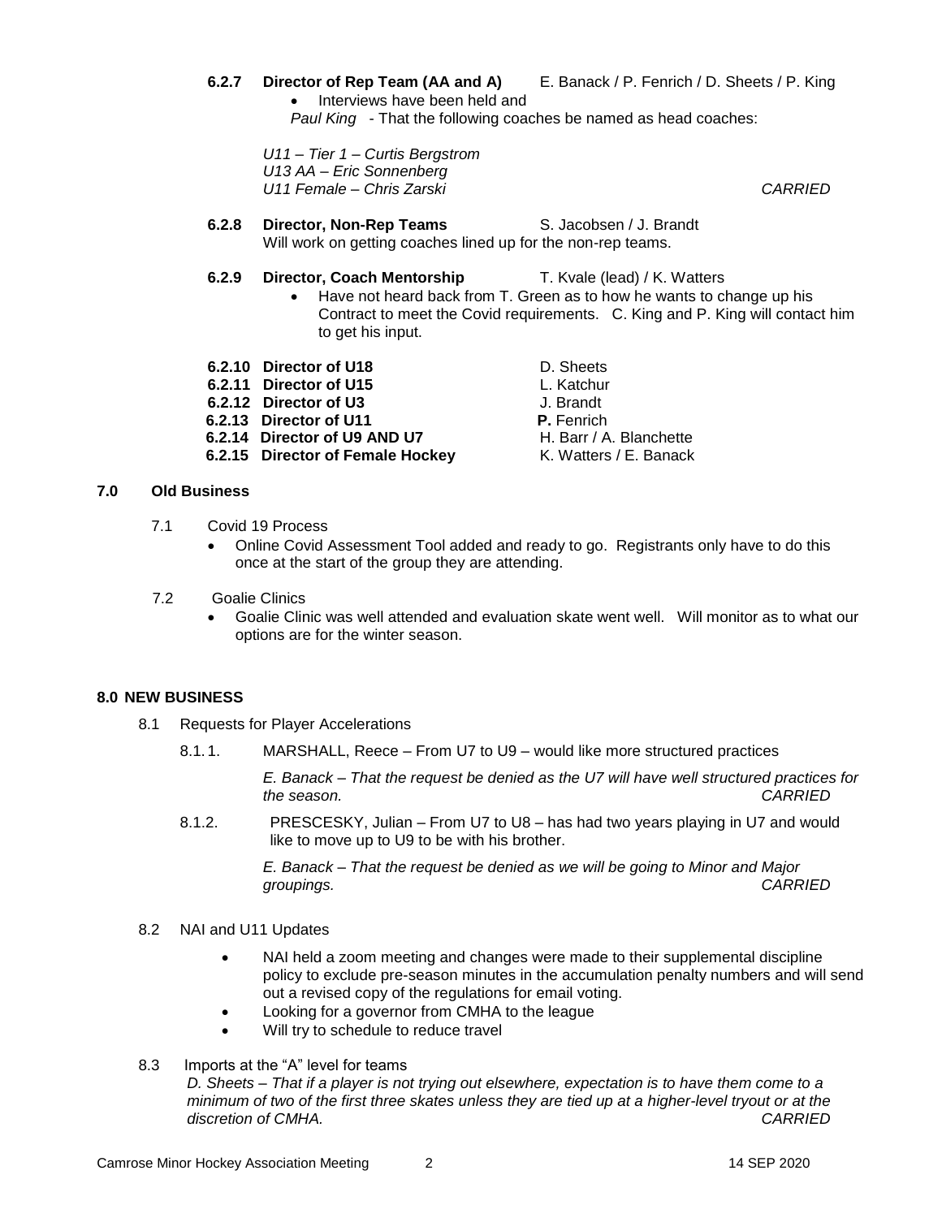**6.2.7 Director of Rep Team (AA and A)** E. Banack / P. Fenrich / D. Sheets / P. King

- Interviews have been held and

*Paul King* - That the following coaches be named as head coaches:

*U11 – Tier 1 – Curtis Bergstrom*
*U13 AA – Eric Sonnenberg*
*U11 Female – Chris Zarski* *CARRIED*

**6.2.8 Director, Non-Rep Teams** S. Jacobsen / J. Brandt
Will work on getting coaches lined up for the non-rep teams.

**6.2.9 Director, Coach Mentorship** T. Kvale (lead) / K. Watters

- Have not heard back from T. Green as to how he wants to change up his Contract to meet the Covid requirements. C. King and P. King will contact him to get his input.

**6.2.10 Director of U18** D. Sheets
**6.2.11 Director of U15** L. Katchur
**6.2.12 Director of U3** J. Brandt
**6.2.13 Director of U11** **P.** Fenrich
**6.2.14 Director of U9 AND U7** H. Barr / A. Blanchette
**6.2.15 Director of Female Hockey** K. Watters / E. Banack

## 7.0 Old Business

7.1 Covid 19 Process

- Online Covid Assessment Tool added and ready to go. Registrants only have to do this once at the start of the group they are attending.

7.2 Goalie Clinics

- Goalie Clinic was well attended and evaluation skate went well. Will monitor as to what our options are for the winter season.

## 8.0 NEW BUSINESS

8.1 Requests for Player Accelerations

8.1.1. MARSHALL, Reece – From U7 to U9 – would like more structured practices

*E. Banack – That the request be denied as the U7 will have well structured practices for the season.* *CARRIED*

8.1.2. PRESCESKY, Julian – From U7 to U8 – has had two years playing in U7 and would like to move up to U9 to be with his brother.

*E. Banack – That the request be denied as we will be going to Minor and Major groupings.* *CARRIED*

8.2 NAI and U11 Updates

- NAI held a zoom meeting and changes were made to their supplemental discipline policy to exclude pre-season minutes in the accumulation penalty numbers and will send out a revised copy of the regulations for email voting.
- Looking for a governor from CMHA to the league
- Will try to schedule to reduce travel

8.3 Imports at the "A" level for teams

*D. Sheets – That if a player is not trying out elsewhere, expectation is to have them come to a minimum of two of the first three skates unless they are tied up at a higher-level tryout or at the discretion of CMHA.* *CARRIED*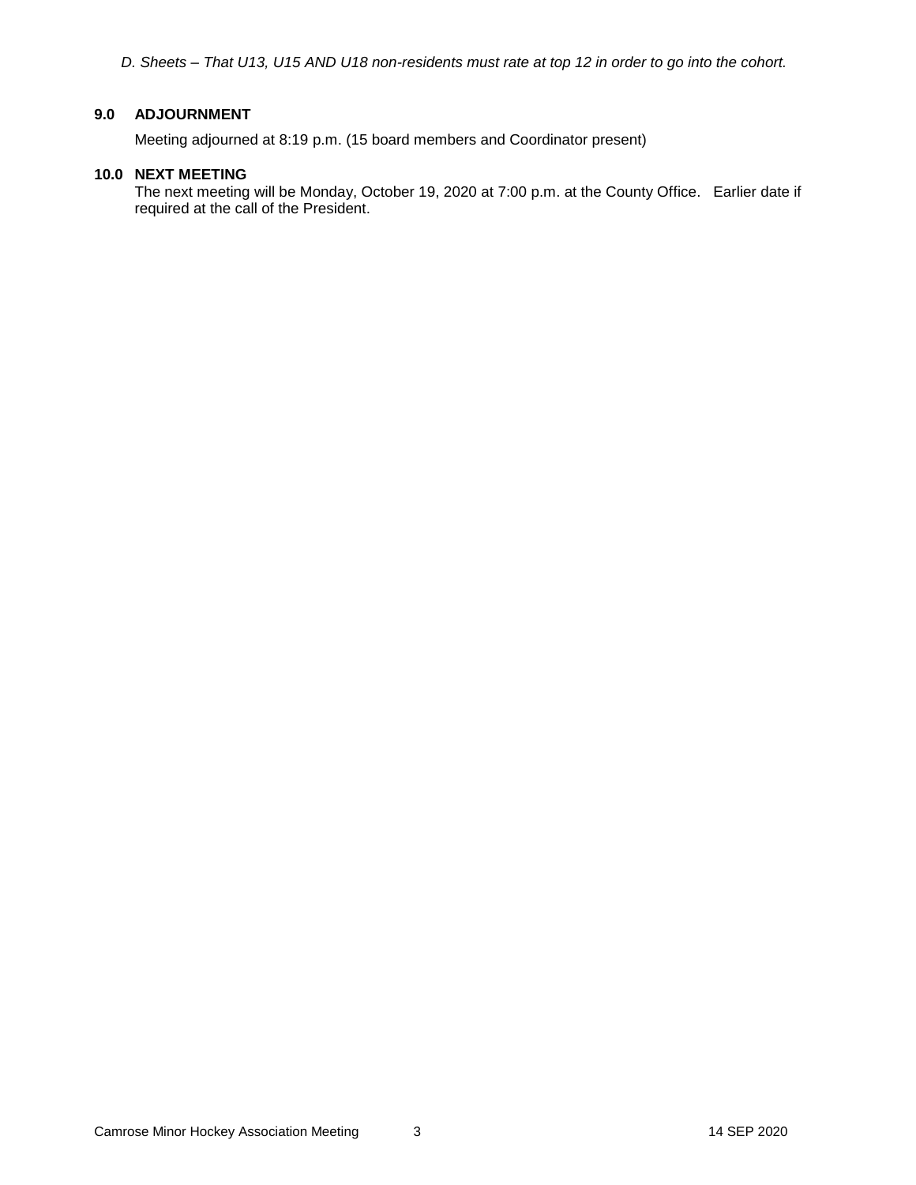*D. Sheets – That U13, U15 AND U18 non-residents must rate at top 12 in order to go into the cohort.*

## 9.0 ADJOURNMENT

Meeting adjourned at 8:19 p.m. (15 board members and Coordinator present)

## 10.0 NEXT MEETING

The next meeting will be Monday, October 19, 2020 at 7:00 p.m. at the County Office. Earlier date if required at the call of the President.